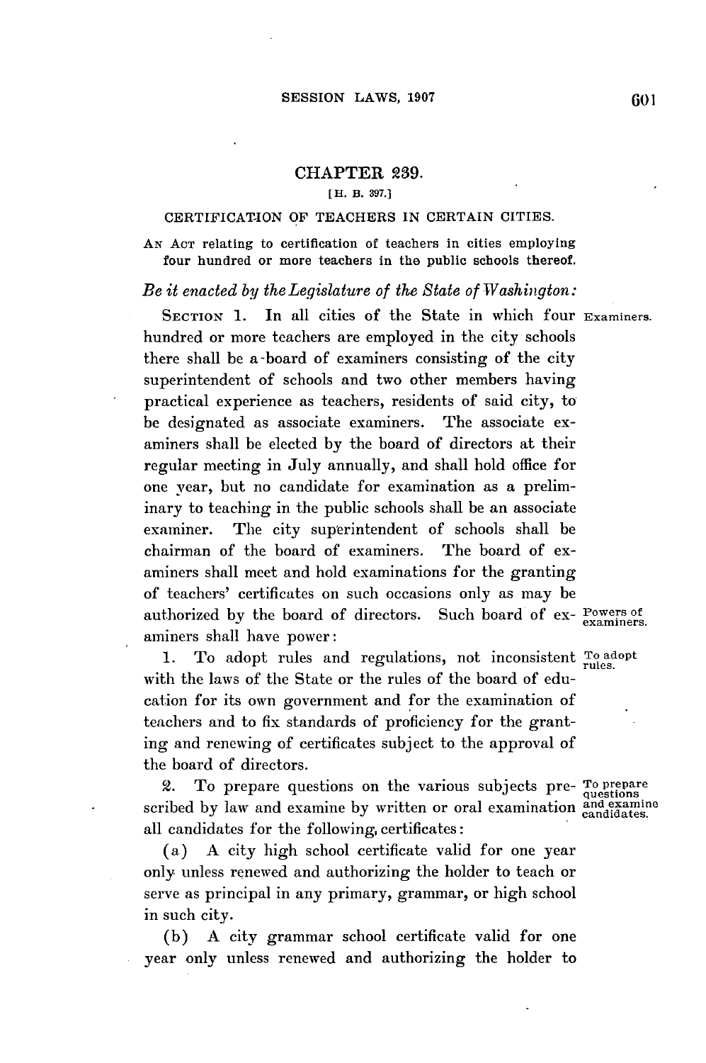## CHAPTER 239.

[H. B. 397.]

### CERTIFICATION OF TEACHERS IN CERTAIN CITIES.

AN ACT relating to certification of teachers in cities employing four hundred or more teachers in the public schools thereof.

*Be it enacted by the Legislature of the State of Washington:*

SECTION 1. In all cities of the State in which four hundred or more teachers are employed in the city schools there shall be a board of examiners consisting of the city superintendent of schools and two other members having practical experience as teachers, residents of said city, to be designated as associate examiners. The associate examiners shall be elected by the board of directors at their regular meeting in July annually, and shall hold office for one year, but no candidate for examination as a preliminary to teaching in the public schools shall be an associate examiner. The city superintendent of schools shall be chairman of the board of examiners. The board of examiners shall meet and hold examinations for the granting of teachers' certificates on such occasions only as may be authorized by the board of directors. Such board of examiners shall have power:

*Examiners.*

*Powers of examiners.*

1. To adopt rules and regulations, not inconsistent with the laws of the State or the rules of the board of education for its own government and for the examination of teachers and to fix standards of proficiency for the granting and renewing of certificates subject to the approval of the board of directors.

*To adopt rules.*

2. To prepare questions on the various subjects prescribed by law and examine by written or oral examination all candidates for the following certificates:

*To prepare questions and examine candidates.*

(a) A city high school certificate valid for one year only unless renewed and authorizing the holder to teach or serve as principal in any primary, grammar, or high school in such city.

(b) A city grammar school certificate valid for one year only unless renewed and authorizing the holder to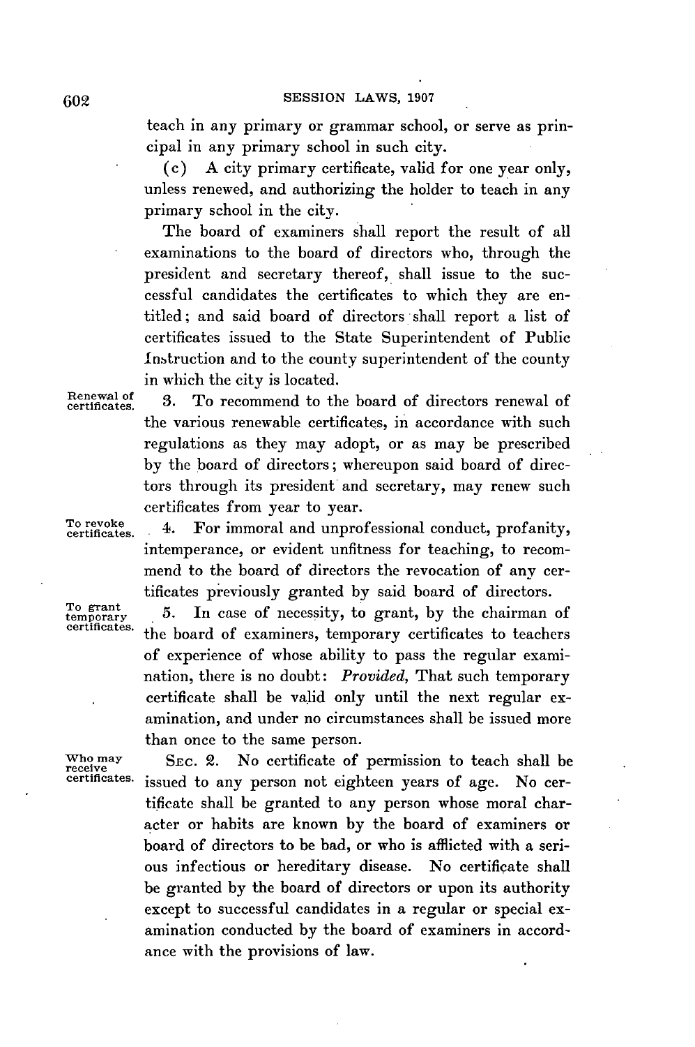teach in any primary or grammar school, or serve as principal in any primary school in such city.

(c) A city primary certificate, valid for one year only, unless renewed, and authorizing the holder to teach in any primary school in the city.

The board of examiners shall report the result of all examinations to the board of directors who, through the president and secretary thereof, shall issue to the successful candidates the certificates to which they are entitled; and said board of directors shall report a list of certificates issued to the State Superintendent of Public Instruction and to the county superintendent of the county in which the city is located.

Renewal of certificates.

3. To recommend to the board of directors renewal of the various renewable certificates, in accordance with such regulations as they may adopt, or as may be prescribed by the board of directors; whereupon said board of directors through its president and secretary, may renew such certificates from year to year.

To revoke certificates.

4. For immoral and unprofessional conduct, profanity, intemperance, or evident unfitness for teaching, to recommend to the board of directors the revocation of any certificates previously granted by said board of directors.

To grant temporary certificates.

5. In case of necessity, to grant, by the chairman of the board of examiners, temporary certificates to teachers of experience of whose ability to pass the regular examination, there is no doubt: *Provided,* That such temporary certificate shall be valid only until the next regular examination, and under no circumstances shall be issued more than once to the same person.

Who may receive certificates.

SEC. 2. No certificate of permission to teach shall be issued to any person not eighteen years of age. No certificate shall be granted to any person whose moral character or habits are known by the board of examiners or board of directors to be bad, or who is afflicted with a serious infectious or hereditary disease. No certificate shall be granted by the board of directors or upon its authority except to successful candidates in a regular or special examination conducted by the board of examiners in accordance with the provisions of law.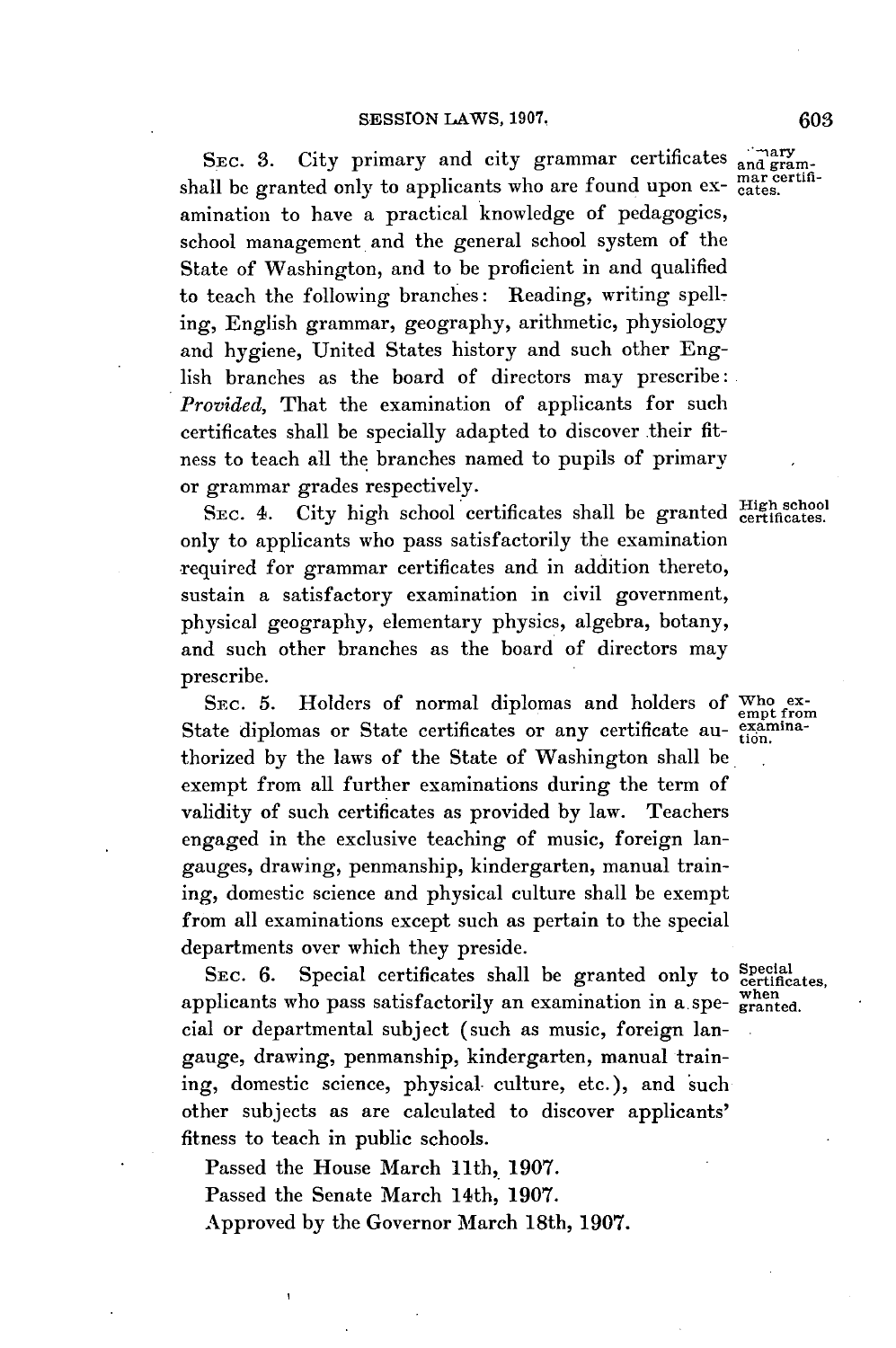SEC. 3. City primary and city grammar certificates shall be granted only to applicants who are found upon examination to have a practical knowledge of pedagogics, school management and the general school system of the State of Washington, and to be proficient in and qualified to teach the following branches: Reading, writing spelling, English grammar, geography, arithmetic, physiology and hygiene, United States history and such other English branches as the board of directors may prescribe: *Provided*, That the examination of applicants for such certificates shall be specially adapted to discover their fitness to teach all the branches named to pupils of primary or grammar grades respectively.

Primary and grammar certificates.

SEC. 4. City high school certificates shall be granted only to applicants who pass satisfactorily the examination required for grammar certificates and in addition thereto, sustain a satisfactory examination in civil government, physical geography, elementary physics, algebra, botany, and such other branches as the board of directors may prescribe.

High school certificates.

SEC. 5. Holders of normal diplomas and holders of State diplomas or State certificates or any certificate authorized by the laws of the State of Washington shall be exempt from all further examinations during the term of validity of such certificates as provided by law. Teachers engaged in the exclusive teaching of music, foreign langauges, drawing, penmanship, kindergarten, manual training, domestic science and physical culture shall be exempt from all examinations except such as pertain to the special departments over which they preside.

Who exempt from examination.

SEC. 6. Special certificates shall be granted only to applicants who pass satisfactorily an examination in a special or departmental subject (such as music, foreign langauge, drawing, penmanship, kindergarten, manual training, domestic science, physical culture, etc.), and such other subjects as are calculated to discover applicants' fitness to teach in public schools.

Special certificates, when granted.

Passed the House March 11th, 1907.

Passed the Senate March 14th, 1907.

Approved by the Governor March 18th, 1907.